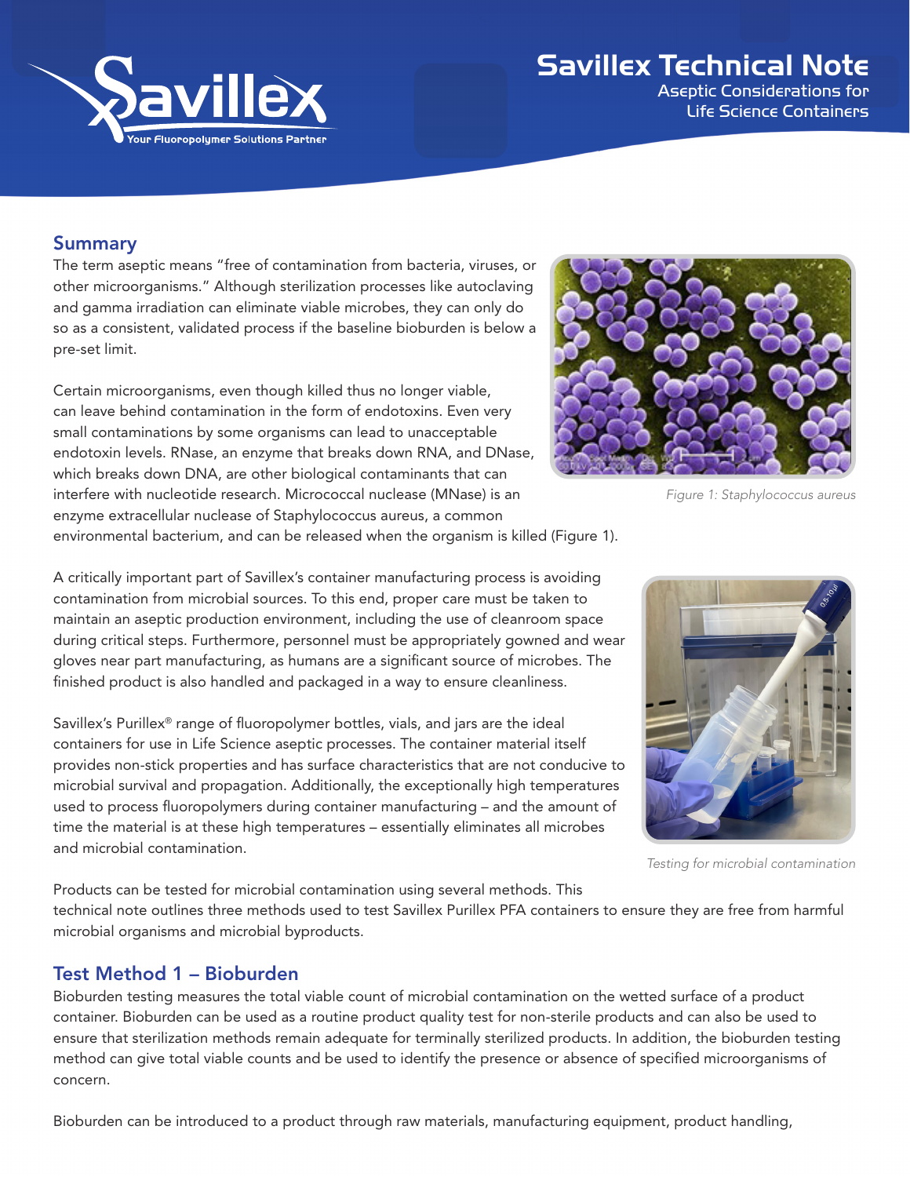# Savillex Technical Note

## Aseptic Considerations for Life Science Containers

## Summary

The term aseptic means "free of contamination from bacteria, viruses, or other microorganisms." Although sterilization processes like autoclaving and gamma irradiation can eliminate viable microbes, they can only do so as a consistent, validated process if the baseline bioburden is below a pre-set limit.

Certain microorganisms, even though killed thus no longer viable, can leave behind contamination in the form of endotoxins. Even very small contaminations by some organisms can lead to unacceptable endotoxin levels. RNase, an enzyme that breaks down RNA, and DNase, which breaks down DNA, are other biological contaminants that can interfere with nucleotide research. Micrococcal nuclease (MNase) is an enzyme extracellular nuclease of Staphylococcus aureus, a common environmental bacterium, and can be released when the organism is killed (Figure 1).

*Figure 1: Staphylococcus aureus*

A critically important part of Savillex's container manufacturing process is avoiding contamination from microbial sources. To this end, proper care must be taken to maintain an aseptic production environment, including the use of cleanroom space during critical steps. Furthermore, personnel must be appropriately gowned and wear gloves near part manufacturing, as humans are a significant source of microbes. The finished product is also handled and packaged in a way to ensure cleanliness.

Savillex's Purillex® range of fluoropolymer bottles, vials, and jars are the ideal containers for use in Life Science aseptic processes. The container material itself provides non-stick properties and has surface characteristics that are not conducive to microbial survival and propagation. Additionally, the exceptionally high temperatures used to process fluoropolymers during container manufacturing – and the amount of time the material is at these high temperatures – essentially eliminates all microbes and microbial contamination.

*Testing for microbial contamination*

Products can be tested for microbial contamination using several methods. This technical note outlines three methods used to test Savillex Purillex PFA containers to ensure they are free from harmful microbial organisms and microbial byproducts.

## Test Method 1 – Bioburden

Bioburden testing measures the total viable count of microbial contamination on the wetted surface of a product container. Bioburden can be used as a routine product quality test for non-sterile products and can also be used to ensure that sterilization methods remain adequate for terminally sterilized products. In addition, the bioburden testing method can give total viable counts and be used to identify the presence or absence of specified microorganisms of concern.

Bioburden can be introduced to a product through raw materials, manufacturing equipment, product handling,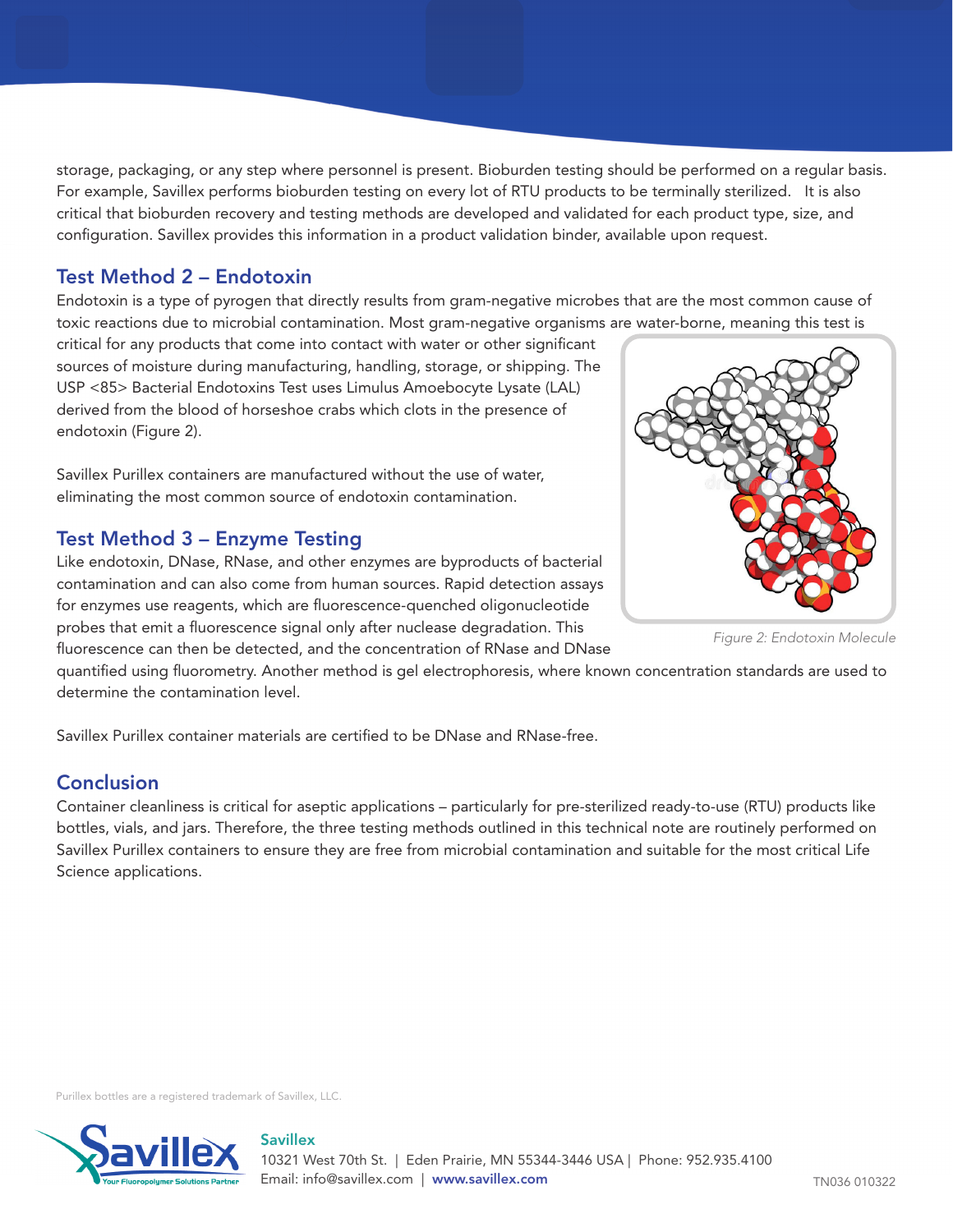storage, packaging, or any step where personnel is present. Bioburden testing should be performed on a regular basis. For example, Savillex performs bioburden testing on every lot of RTU products to be terminally sterilized. It is also critical that bioburden recovery and testing methods are developed and validated for each product type, size, and configuration. Savillex provides this information in a product validation binder, available upon request.

## Test Method 2 – Endotoxin

Endotoxin is a type of pyrogen that directly results from gram-negative microbes that are the most common cause of toxic reactions due to microbial contamination. Most gram-negative organisms are water-borne, meaning this test is critical for any products that come into contact with water or other significant sources of moisture during manufacturing, handling, storage, or shipping. The USP <85> Bacterial Endotoxins Test uses Limulus Amoebocyte Lysate (LAL) derived from the blood of horseshoe crabs which clots in the presence of endotoxin (Figure 2).

Savillex Purillex containers are manufactured without the use of water, eliminating the most common source of endotoxin contamination.

*Figure 2: Endotoxin Molecule*

## Test Method 3 – Enzyme Testing

Like endotoxin, DNase, RNase, and other enzymes are byproducts of bacterial contamination and can also come from human sources. Rapid detection assays for enzymes use reagents, which are fluorescence-quenched oligonucleotide probes that emit a fluorescence signal only after nuclease degradation. This fluorescence can then be detected, and the concentration of RNase and DNase quantified using fluorometry. Another method is gel electrophoresis, where known concentration standards are used to determine the contamination level.

Savillex Purillex container materials are certified to be DNase and RNase-free.

## Conclusion

Container cleanliness is critical for aseptic applications – particularly for pre-sterilized ready-to-use (RTU) products like bottles, vials, and jars. Therefore, the three testing methods outlined in this technical note are routinely performed on Savillex Purillex containers to ensure they are free from microbial contamination and suitable for the most critical Life Science applications.

Purillex bottles are a registered trademark of Savillex, LLC.

**Savillex**
10321 West 70th St. | Eden Prairie, MN 55344-3446 USA | Phone: 952.935.4100
Email: info@savillex.com | **www.savillex.com**

TN036 010322